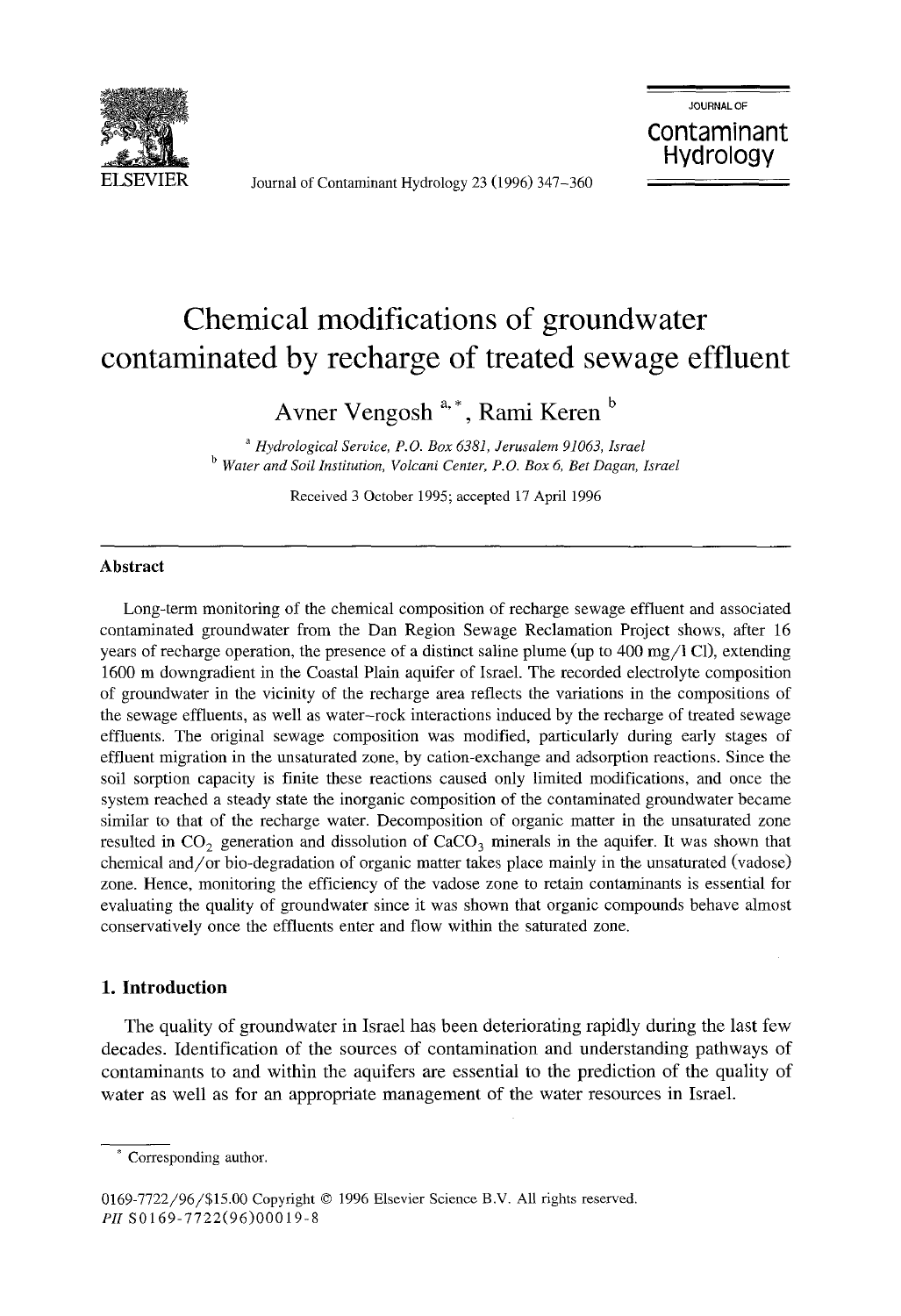# Chemical modifications of groundwater contaminated by recharge of treated sewage effluent

Avner Vengosh [a,*], Rami Keren [b]

[a] *Hydrological Service, P.O. Box 6381, Jerusalem 91063, Israel*
[b] *Water and Soil Institution, Volcani Center, P.O. Box 6, Bet Dagan, Israel*

Received 3 October 1995; accepted 17 April 1996

## Abstract

Long-term monitoring of the chemical composition of recharge sewage effluent and associated contaminated groundwater from the Dan Region Sewage Reclamation Project shows, after 16 years of recharge operation, the presence of a distinct saline plume (up to 400 mg/l Cl), extending 1600 m downgradient in the Coastal Plain aquifer of Israel. The recorded electrolyte composition of groundwater in the vicinity of the recharge area reflects the variations in the compositions of the sewage effluents, as well as water–rock interactions induced by the recharge of treated sewage effluents. The original sewage composition was modified, particularly during early stages of effluent migration in the unsaturated zone, by cation-exchange and adsorption reactions. Since the soil sorption capacity is finite these reactions caused only limited modifications, and once the system reached a steady state the inorganic composition of the contaminated groundwater became similar to that of the recharge water. Decomposition of organic matter in the unsaturated zone resulted in $CO_2$ generation and dissolution of $CaCO_3$ minerals in the aquifer. It was shown that chemical and/or bio-degradation of organic matter takes place mainly in the unsaturated (vadose) zone. Hence, monitoring the efficiency of the vadose zone to retain contaminants is essential for evaluating the quality of groundwater since it was shown that organic compounds behave almost conservatively once the effluents enter and flow within the saturated zone.

## 1. Introduction

The quality of groundwater in Israel has been deteriorating rapidly during the last few decades. Identification of the sources of contamination and understanding pathways of contaminants to and within the aquifers are essential to the prediction of the quality of water as well as for an appropriate management of the water resources in Israel.

* Corresponding author.

0169-7722/96/$15.00 Copyright © 1996 Elsevier Science B.V. All rights reserved.
*PII* S0169-7722(96)00019-8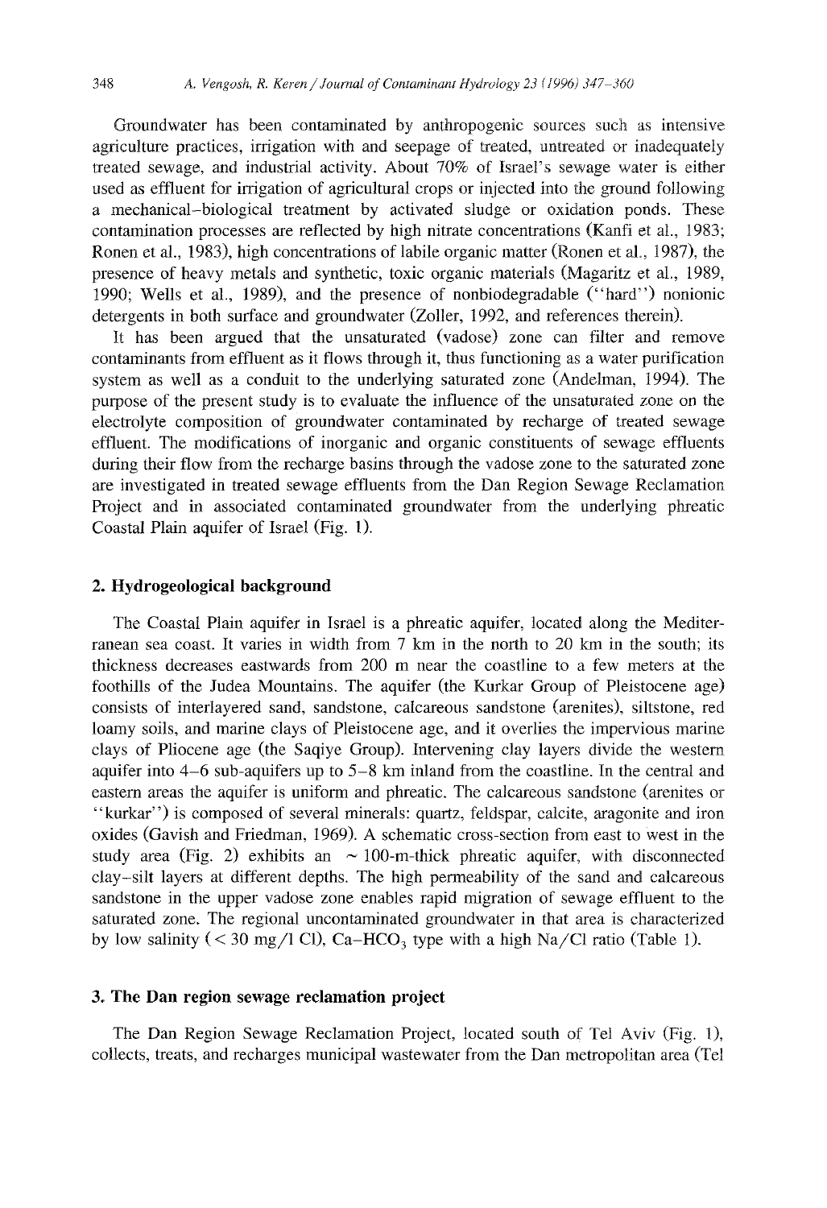Groundwater has been contaminated by anthropogenic sources such as intensive agriculture practices, irrigation with and seepage of treated, untreated or inadequately treated sewage, and industrial activity. About 70% of Israel's sewage water is either used as effluent for irrigation of agricultural crops or injected into the ground following a mechanical–biological treatment by activated sludge or oxidation ponds. These contamination processes are reflected by high nitrate concentrations (Kanfi et al., 1983; Ronen et al., 1983), high concentrations of labile organic matter (Ronen et al., 1987), the presence of heavy metals and synthetic, toxic organic materials (Magaritz et al., 1989, 1990; Wells et al., 1989), and the presence of nonbiodegradable ("hard") nonionic detergents in both surface and groundwater (Zoller, 1992, and references therein).

It has been argued that the unsaturated (vadose) zone can filter and remove contaminants from effluent as it flows through it, thus functioning as a water purification system as well as a conduit to the underlying saturated zone (Andelman, 1994). The purpose of the present study is to evaluate the influence of the unsaturated zone on the electrolyte composition of groundwater contaminated by recharge of treated sewage effluent. The modifications of inorganic and organic constituents of sewage effluents during their flow from the recharge basins through the vadose zone to the saturated zone are investigated in treated sewage effluents from the Dan Region Sewage Reclamation Project and in associated contaminated groundwater from the underlying phreatic Coastal Plain aquifer of Israel (Fig. 1).

## 2. Hydrogeological background

The Coastal Plain aquifer in Israel is a phreatic aquifer, located along the Mediterranean sea coast. It varies in width from 7 km in the north to 20 km in the south; its thickness decreases eastwards from 200 m near the coastline to a few meters at the foothills of the Judea Mountains. The aquifer (the Kurkar Group of Pleistocene age) consists of interlayered sand, sandstone, calcareous sandstone (arenites), siltstone, red loamy soils, and marine clays of Pleistocene age, and it overlies the impervious marine clays of Pliocene age (the Saqiye Group). Intervening clay layers divide the western aquifer into 4–6 sub-aquifers up to 5–8 km inland from the coastline. In the central and eastern areas the aquifer is uniform and phreatic. The calcareous sandstone (arenites or "kurkar") is composed of several minerals: quartz, feldspar, calcite, aragonite and iron oxides (Gavish and Friedman, 1969). A schematic cross-section from east to west in the study area (Fig. 2) exhibits an ~ 100-m-thick phreatic aquifer, with disconnected clay–silt layers at different depths. The high permeability of the sand and calcareous sandstone in the upper vadose zone enables rapid migration of sewage effluent to the saturated zone. The regional uncontaminated groundwater in that area is characterized by low salinity (< 30 mg/l Cl), Ca–$HCO_3$ type with a high Na/Cl ratio (Table 1).

## 3. The Dan region sewage reclamation project

The Dan Region Sewage Reclamation Project, located south of Tel Aviv (Fig. 1), collects, treats, and recharges municipal wastewater from the Dan metropolitan area (Tel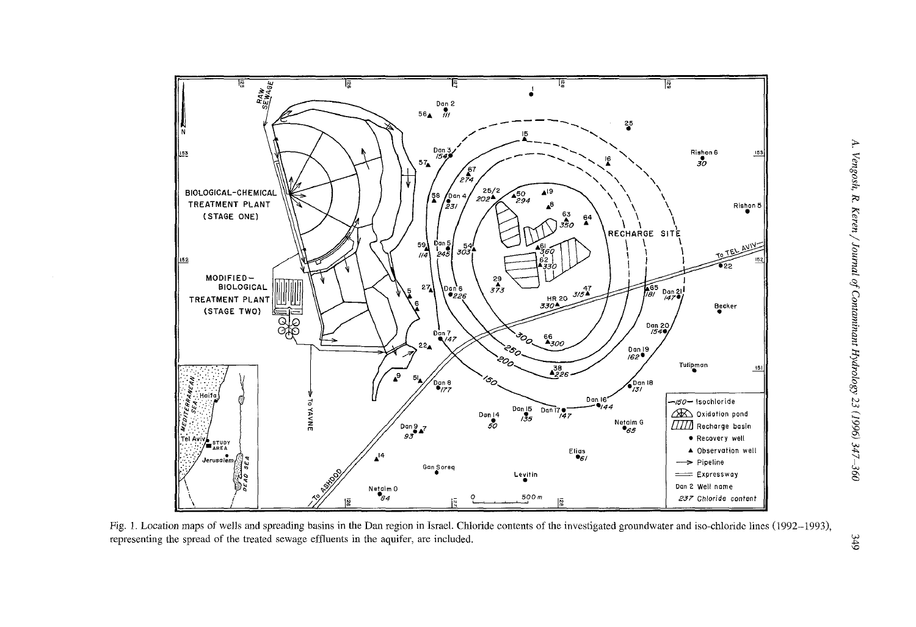Fig. 1. Location maps of wells and spreading basins in the Dan region in Israel. Chloride contents of the investigated groundwater and iso-chloride lines (1992–1993), representing the spread of the treated sewage effluents in the aquifer, are included.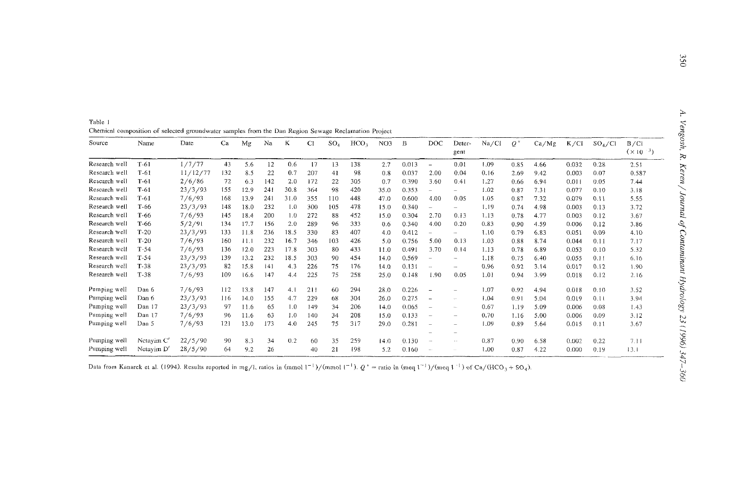Table 1

Chemical composition of selected groundwater samples from the Dan Region Sewage Reclamation Project

| Source | Name | Date | Ca | Mg | Na | K | Cl | $SO_4$ | $HCO_3$ | NO3 | B | DOC | Detergent | Na/Cl | $Q^*$ | Ca/Mg | K/Cl | $SO_4$/Cl | B/Cl ($\times 10^{-3}$) |
|---|---|---|---|---|---|---|---|---|---|---|---|---|---|---|---|---|---|---|---|
| Research well | T-61 | 1/7/77 | 43 | 5.6 | 12 | 0.6 | 17 | 13 | 138 | 2.7 | 0.013 | – | 0.01 | 1.09 | 0.85 | 4.66 | 0.032 | 0.28 | 2.51 |
| Research well | T-61 | 11/12/77 | 132 | 8.5 | 22 | 0.7 | 207 | 41 | 98 | 0.8 | 0.037 | 2.00 | 0.04 | 0.16 | 2.69 | 9.42 | 0.003 | 0.07 | 0.587 |
| Research well | T-61 | 2/6/86 | 72 | 6.3 | 142 | 2.0 | 172 | 22 | 305 | 0.7 | 0.390 | 3.60 | 0.41 | 1.27 | 0.66 | 6.94 | 0.011 | 0.05 | 7.44 |
| Research well | T-61 | 23/3/93 | 155 | 12.9 | 241 | 30.8 | 364 | 98 | 420 | 35.0 | 0.353 | – | – | 1.02 | 0.87 | 7.31 | 0.077 | 0.10 | 3.18 |
| Research well | T-61 | 7/6/93 | 168 | 13.9 | 241 | 31.0 | 355 | 110 | 448 | 47.0 | 0.600 | 4.00 | 0.05 | 1.05 | 0.87 | 7.32 | 0.079 | 0.11 | 5.55 |
| Research well | T-66 | 23/3/93 | 148 | 18.0 | 232 | 1.0 | 300 | 105 | 478 | 15.0 | 0.340 | – | – | 1.19 | 0.74 | 4.98 | 0.003 | 0.13 | 3.72 |
| Research well | T-66 | 7/6/93 | 145 | 18.4 | 200 | 1.0 | 272 | 88 | 452 | 15.0 | 0.304 | 2.70 | 0.13 | 1.13 | 0.78 | 4.77 | 0.003 | 0.12 | 3.67 |
| Research well | T-66 | 5/2/91 | 134 | 17.7 | 156 | 2.0 | 289 | 96 | 333 | 0.6 | 0.340 | 4.00 | 0.20 | 0.83 | 0.90 | 4.59 | 0.006 | 0.12 | 3.86 |
| Research well | T-20 | 23/3/93 | 133 | 11.8 | 236 | 18.5 | 330 | 83 | 407 | 4.0 | 0.412 | – | – | 1.10 | 0.79 | 6.83 | 0.051 | 0.09 | 4.10 |
| Research well | T-20 | 7/6/93 | 160 | 11.1 | 232 | 16.7 | 346 | 103 | 426 | 5.0 | 0.756 | 5.00 | 0.13 | 1.03 | 0.88 | 8.74 | 0.044 | 0.11 | 7.17 |
| Research well | T-54 | 7/6/93 | 136 | 12.0 | 223 | 17.8 | 303 | 80 | 433 | 11.0 | 0.491 | 3.70 | 0.14 | 1.13 | 0.78 | 6.89 | 0.053 | 0.10 | 5.32 |
| Research well | T-54 | 23/3/93 | 139 | 13.2 | 232 | 18.5 | 303 | 90 | 454 | 14.0 | 0.569 | – | – | 1.18 | 0.75 | 6.40 | 0.055 | 0.11 | 6.16 |
| Research well | T-38 | 23/3/93 | 82 | 15.8 | 141 | 4.3 | 226 | 75 | 176 | 14.0 | 0.131 | – | – | 0.96 | 0.92 | 3.14 | 0.017 | 0.12 | 1.90 |
| Research well | T-38 | 7/6/93 | 109 | 16.6 | 147 | 4.4 | 225 | 75 | 258 | 25.0 | 0.148 | 1.90 | 0.05 | 1.01 | 0.94 | 3.99 | 0.018 | 0.12 | 2.16 |
| Pumping well | Dan 6 | 7/6/93 | 112 | 13.8 | 147 | 4.1 | 211 | 60 | 294 | 28.0 | 0.226 | – | – | 1.07 | 0.92 | 4.94 | 0.018 | 0.10 | 3.52 |
| Pumping well | Dan 6 | 23/3/93 | 116 | 14.0 | 155 | 4.7 | 229 | 68 | 304 | 26.0 | 0.275 | – | – | 1.04 | 0.91 | 5.04 | 0.019 | 0.11 | 3.94 |
| Pumping well | Dan 17 | 23/3/93 | 97 | 11.6 | 65 | 1.0 | 149 | 34 | 206 | 14.0 | 0.065 | – | – | 0.67 | 1.19 | 5.09 | 0.006 | 0.08 | 1.43 |
| Pumping well | Dan 17 | 7/6/93 | 96 | 11.6 | 63 | 1.0 | 140 | 34 | 208 | 15.0 | 0.133 | – | – | 0.70 | 1.16 | 5.00 | 0.006 | 0.09 | 3.12 |
| Pumping well | Dan 5 | 7/6/93 | 121 | 13.0 | 173 | 4.0 | 245 | 75 | 317 | 29.0 | 0.281 | – | – | 1.09 | 0.89 | 5.64 | 0.015 | 0.11 | 3.67 |
| Pumping well | Netayim C′ | 22/5/90 | 90 | 8.3 | 34 | 0.2 | 60 | 35 | 259 | 14.0 | 0.130 | – | – | 0.87 | 0.90 | 6.58 | 0.002 | 0.22 | 7.11 |
| Pumping well | Netayim D′ | 28/5/90 | 64 | 9.2 | 26 | | 40 | 21 | 198 | 5.2 | 0.160 | – | – | 1.00 | 0.87 | 4.22 | 0.000 | 0.19 | 13.1 |

Data from Kanarek et al. (1994). Results reported in mg/l, ratios in (mmol $l^{-1}$)/(mmol $l^{-1}$). $Q^*$ = ratio in (meq $l^{-1}$)/(meq $l^{-1}$) of Ca/($HCO_3$ + $SO_4$).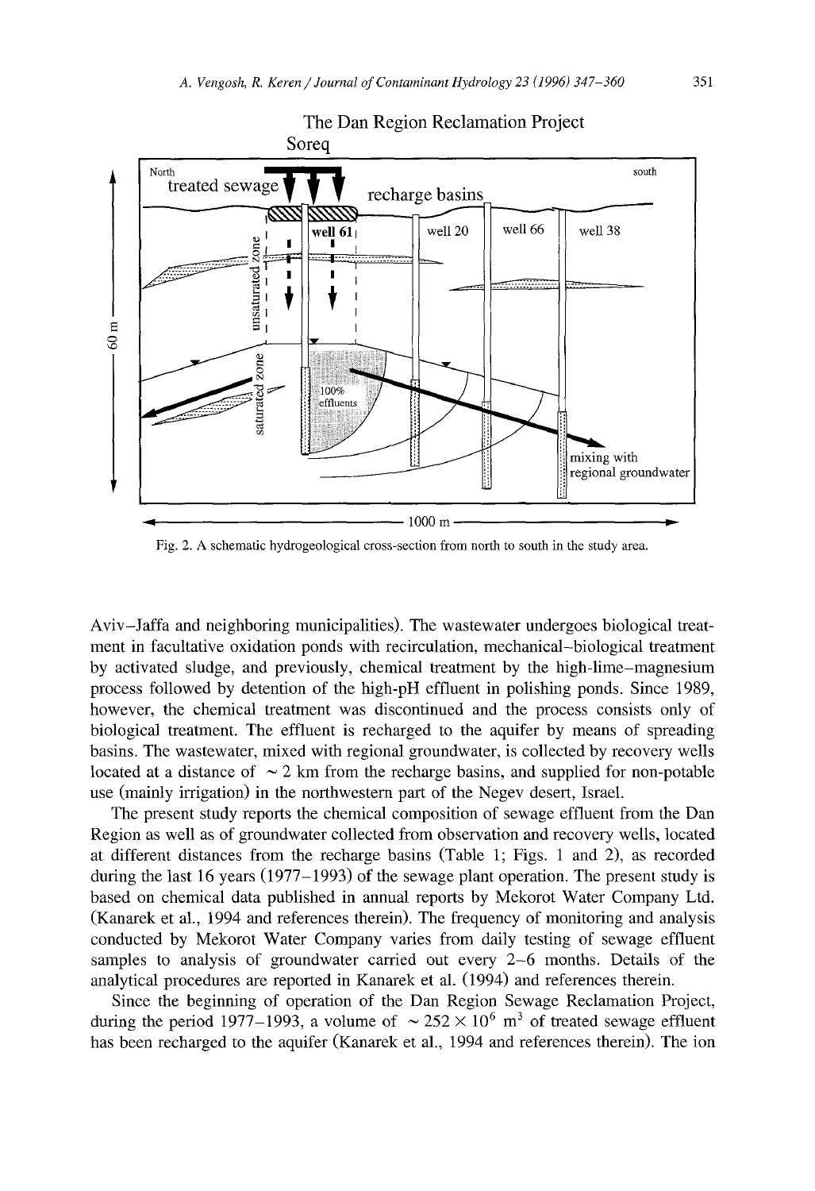Fig. 2. A schematic hydrogeological cross-section from north to south in the study area.

Aviv–Jaffa and neighboring municipalities). The wastewater undergoes biological treatment in facultative oxidation ponds with recirculation, mechanical–biological treatment by activated sludge, and previously, chemical treatment by the high-lime–magnesium process followed by detention of the high-pH effluent in polishing ponds. Since 1989, however, the chemical treatment was discontinued and the process consists only of biological treatment. The effluent is recharged to the aquifer by means of spreading basins. The wastewater, mixed with regional groundwater, is collected by recovery wells located at a distance of ~ 2 km from the recharge basins, and supplied for non-potable use (mainly irrigation) in the northwestern part of the Negev desert, Israel.

The present study reports the chemical composition of sewage effluent from the Dan Region as well as of groundwater collected from observation and recovery wells, located at different distances from the recharge basins (Table 1; Figs. 1 and 2), as recorded during the last 16 years (1977–1993) of the sewage plant operation. The present study is based on chemical data published in annual reports by Mekorot Water Company Ltd. (Kanarek et al., 1994 and references therein). The frequency of monitoring and analysis conducted by Mekorot Water Company varies from daily testing of sewage effluent samples to analysis of groundwater carried out every 2–6 months. Details of the analytical procedures are reported in Kanarek et al. (1994) and references therein.

Since the beginning of operation of the Dan Region Sewage Reclamation Project, during the period 1977–1993, a volume of ~ $252 \times 10^6$ $m^3$ of treated sewage effluent has been recharged to the aquifer (Kanarek et al., 1994 and references therein). The ion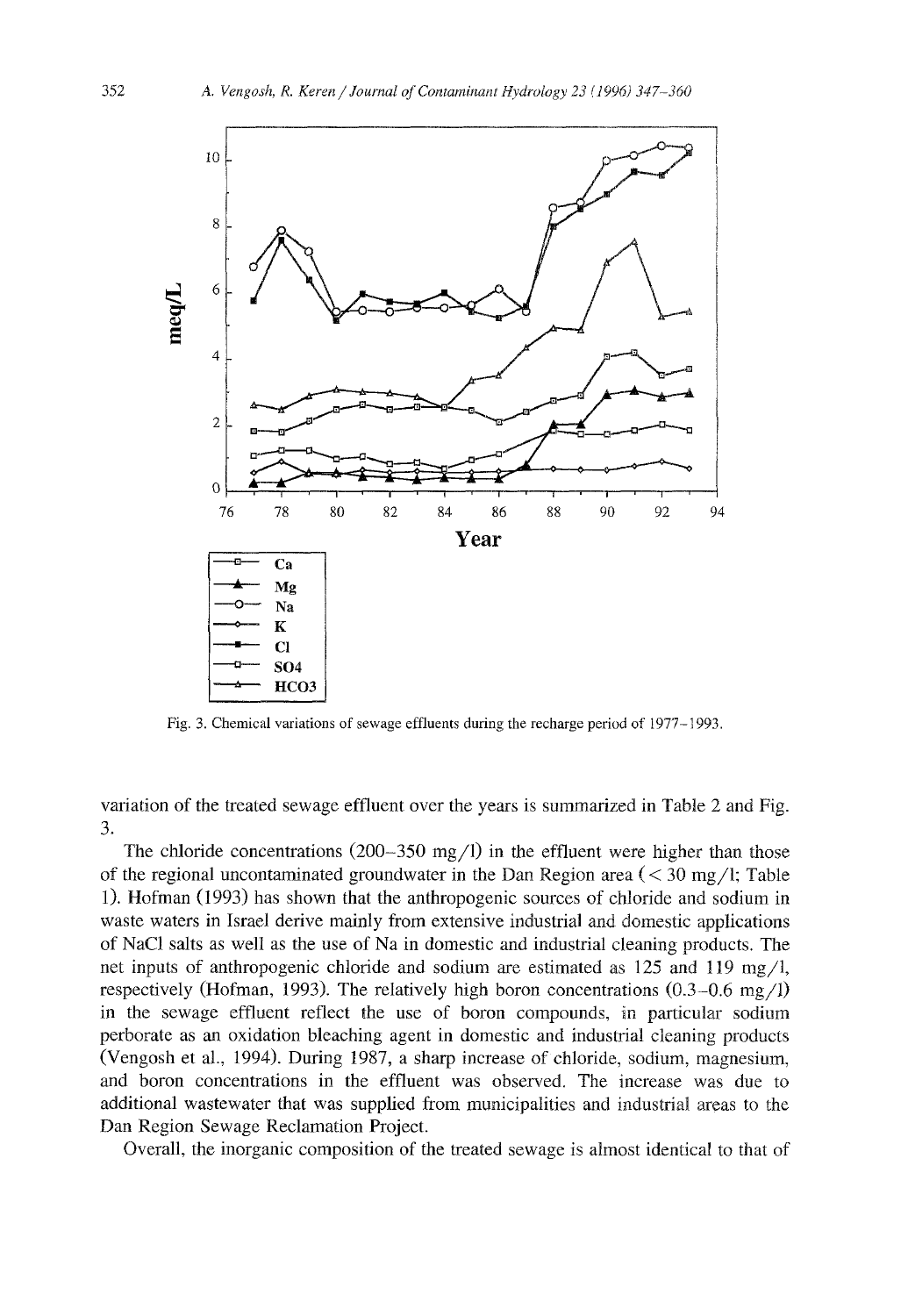Fig. 3. Chemical variations of sewage effluents during the recharge period of 1977–1993.

variation of the treated sewage effluent over the years is summarized in Table 2 and Fig. 3.

The chloride concentrations (200–350 mg/l) in the effluent were higher than those of the regional uncontaminated groundwater in the Dan Region area (< 30 mg/l; Table 1). Hofman (1993) has shown that the anthropogenic sources of chloride and sodium in waste waters in Israel derive mainly from extensive industrial and domestic applications of NaCl salts as well as the use of Na in domestic and industrial cleaning products. The net inputs of anthropogenic chloride and sodium are estimated as 125 and 119 mg/l, respectively (Hofman, 1993). The relatively high boron concentrations (0.3–0.6 mg/l) in the sewage effluent reflect the use of boron compounds, in particular sodium perborate as an oxidation bleaching agent in domestic and industrial cleaning products (Vengosh et al., 1994). During 1987, a sharp increase of chloride, sodium, magnesium, and boron concentrations in the effluent was observed. The increase was due to additional wastewater that was supplied from municipalities and industrial areas to the Dan Region Sewage Reclamation Project.

Overall, the inorganic composition of the treated sewage is almost identical to that of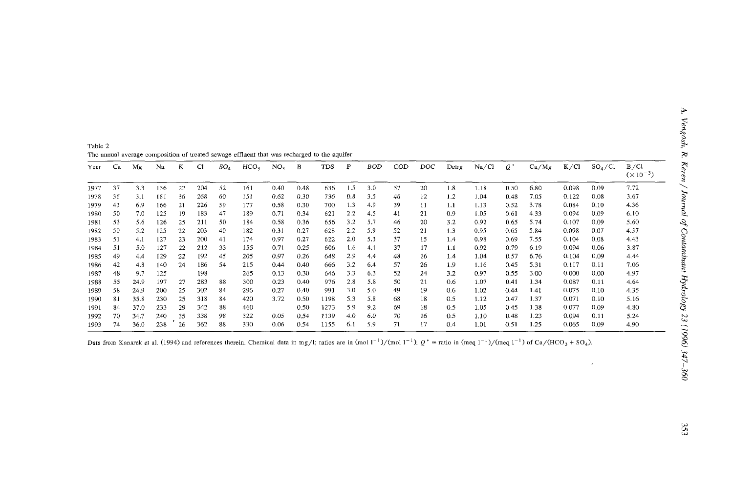Table 2
The annual average composition of treated sewage effluent that was recharged to the aquifer

| Year | Ca | Mg | Na | K | Cl | $SO_4$ | $HCO_3$ | $NO_3$ | B | TDS | P | BOD | COD | DOC | Detrg | Na/Cl | $Q^*$ | Ca/Mg | K/Cl | $SO_4$/Cl | B/Cl ($\times 10^{-3}$) |
|---|---|---|---|---|---|---|---|---|---|---|---|---|---|---|---|---|---|---|---|---|---|
| 1977 | 37 | 3.3 | 156 | 22 | 204 | 52 | 161 | 0.40 | 0.48 | 636 | 1.5 | 3.0 | 57 | 20 | 1.8 | 1.18 | 0.50 | 6.80 | 0.098 | 0.09 | 7.72 |
| 1978 | 36 | 3.1 | 181 | 36 | 268 | 60 | 151 | 0.62 | 0.30 | 736 | 0.8 | 3.5 | 46 | 12 | 1.2 | 1.04 | 0.48 | 7.05 | 0.122 | 0.08 | 3.67 |
| 1979 | 43 | 6.9 | 166 | 21 | 226 | 59 | 177 | 0.58 | 0.30 | 700 | 1.3 | 4.9 | 39 | 11 | 1.1 | 1.13 | 0.52 | 3.78 | 0.084 | 0.10 | 4.36 |
| 1980 | 50 | 7.0 | 125 | 19 | 183 | 47 | 189 | 0.71 | 0.34 | 621 | 2.2 | 4.5 | 41 | 21 | 0.9 | 1.05 | 0.61 | 4.33 | 0.094 | 0.09 | 6.10 |
| 1981 | 53 | 5.6 | 126 | 25 | 211 | 50 | 184 | 0.58 | 0.36 | 656 | 3.2 | 5.7 | 46 | 20 | 3.2 | 0.92 | 0.65 | 5.74 | 0.107 | 0.09 | 5.60 |
| 1982 | 50 | 5.2 | 125 | 22 | 203 | 40 | 182 | 0.31 | 0.27 | 628 | 2.2 | 5.9 | 52 | 21 | 1.3 | 0.95 | 0.65 | 5.84 | 0.098 | 0.07 | 4.37 |
| 1983 | 51 | 4.1 | 127 | 23 | 200 | 41 | 174 | 0.97 | 0.27 | 622 | 2.0 | 5.3 | 37 | 15 | 1.4 | 0.98 | 0.69 | 7.55 | 0.104 | 0.08 | 4.43 |
| 1984 | 51 | 5.0 | 127 | 22 | 212 | 33 | 155 | 0.71 | 0.25 | 606 | 1.6 | 4.1 | 37 | 17 | 1.1 | 0.92 | 0.79 | 6.19 | 0.094 | 0.06 | 3.87 |
| 1985 | 49 | 4.4 | 129 | 22 | 192 | 45 | 205 | 0.97 | 0.26 | 648 | 2.9 | 4.4 | 48 | 16 | 1.4 | 1.04 | 0.57 | 6.76 | 0.104 | 0.09 | 4.44 |
| 1986 | 42 | 4.8 | 140 | 24 | 186 | 54 | 215 | 0.44 | 0.40 | 666 | 3.2 | 6.4 | 57 | 26 | 1.9 | 1.16 | 0.45 | 5.31 | 0.117 | 0.11 | 7.06 |
| 1987 | 48 | 9.7 | 125 | | 198 | | 265 | 0.13 | 0.30 | 646 | 3.3 | 6.3 | 52 | 24 | 3.2 | 0.97 | 0.55 | 3.00 | 0.000 | 0.00 | 4.97 |
| 1988 | 55 | 24.9 | 197 | 27 | 283 | 88 | 300 | 0.23 | 0.40 | 976 | 2.8 | 5.8 | 50 | 21 | 0.6 | 1.07 | 0.41 | 1.34 | 0.087 | 0.11 | 4.64 |
| 1989 | 58 | 24.9 | 200 | 25 | 302 | 84 | 296 | 0.27 | 0.40 | 991 | 3.0 | 5.0 | 49 | 19 | 0.6 | 1.02 | 0.44 | 1.41 | 0.075 | 0.10 | 4.35 |
| 1990 | 81 | 35.8 | 230 | 25 | 318 | 84 | 420 | 3.72 | 0.50 | 1198 | 5.3 | 5.8 | 68 | 18 | 0.5 | 1.12 | 0.47 | 1.37 | 0.071 | 0.10 | 5.16 |
| 1991 | 84 | 37.0 | 233 | 29 | 342 | 88 | 460 | | 0.50 | 1273 | 5.9 | 9.2 | 69 | 18 | 0.5 | 1.05 | 0.45 | 1.38 | 0.077 | 0.09 | 4.80 |
| 1992 | 70 | 34.7 | 240 | 35 | 338 | 98 | 322 | 0.05 | 0.54 | 1139 | 4.0 | 6.0 | 70 | 16 | 0.5 | 1.10 | 0.48 | 1.23 | 0.094 | 0.11 | 5.24 |
| 1993 | 74 | 36.0 | 238 | 26 | 362 | 88 | 330 | 0.06 | 0.54 | 1155 | 6.1 | 5.9 | 71 | 17 | 0.4 | 1.01 | 0.51 | 1.25 | 0.065 | 0.09 | 4.90 |

Data from Kanarek et al. (1994) and references therein. Chemical data in mg/l; ratios are in (mol $l^{-1}$)/(mol $l^{-1}$). $Q^*$ = ratio in (meq $l^{-1}$)/(meq $l^{-1}$) of Ca/($HCO_3$ + $SO_4$).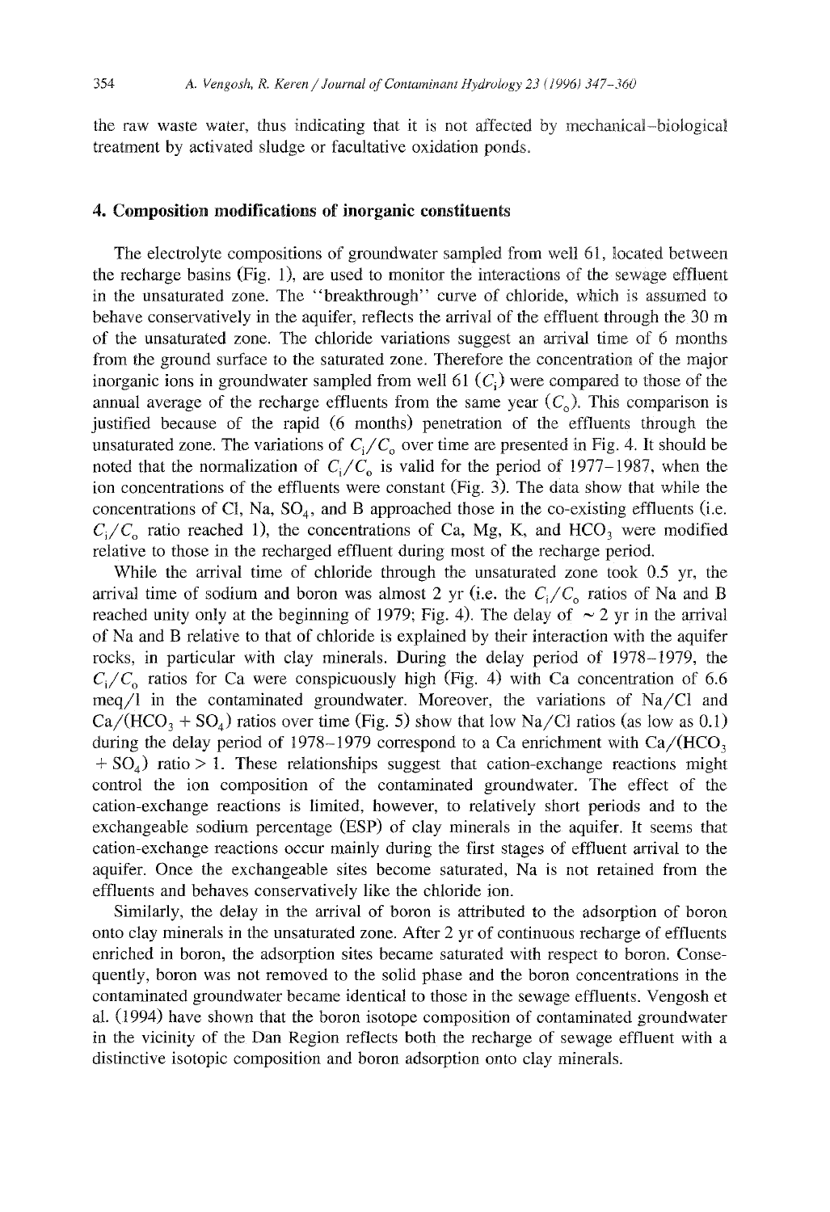the raw waste water, thus indicating that it is not affected by mechanical–biological treatment by activated sludge or facultative oxidation ponds.

## 4. Composition modifications of inorganic constituents

The electrolyte compositions of groundwater sampled from well 61, located between the recharge basins (Fig. 1), are used to monitor the interactions of the sewage effluent in the unsaturated zone. The "breakthrough" curve of chloride, which is assumed to behave conservatively in the aquifer, reflects the arrival of the effluent through the 30 m of the unsaturated zone. The chloride variations suggest an arrival time of 6 months from the ground surface to the saturated zone. Therefore the concentration of the major inorganic ions in groundwater sampled from well 61 ($C_i$) were compared to those of the annual average of the recharge effluents from the same year ($C_o$). This comparison is justified because of the rapid (6 months) penetration of the effluents through the unsaturated zone. The variations of $C_i/C_o$ over time are presented in Fig. 4. It should be noted that the normalization of $C_i/C_o$ is valid for the period of 1977–1987, when the ion concentrations of the effluents were constant (Fig. 3). The data show that while the concentrations of Cl, Na, $SO_4$, and B approached those in the co-existing effluents (i.e. $C_i/C_o$ ratio reached 1), the concentrations of Ca, Mg, K, and $HCO_3$ were modified relative to those in the recharged effluent during most of the recharge period.

While the arrival time of chloride through the unsaturated zone took 0.5 yr, the arrival time of sodium and boron was almost 2 yr (i.e. the $C_i/C_o$ ratios of Na and B reached unity only at the beginning of 1979; Fig. 4). The delay of ~ 2 yr in the arrival of Na and B relative to that of chloride is explained by their interaction with the aquifer rocks, in particular with clay minerals. During the delay period of 1978–1979, the $C_i/C_o$ ratios for Ca were conspicuously high (Fig. 4) with Ca concentration of 6.6 meq/l in the contaminated groundwater. Moreover, the variations of Na/Cl and $Ca/(HCO_3 + SO_4)$ ratios over time (Fig. 5) show that low Na/Cl ratios (as low as 0.1) during the delay period of 1978–1979 correspond to a Ca enrichment with $Ca/(HCO_3 + SO_4)$ ratio $> 1$. These relationships suggest that cation-exchange reactions might control the ion composition of the contaminated groundwater. The effect of the cation-exchange reactions is limited, however, to relatively short periods and to the exchangeable sodium percentage (ESP) of clay minerals in the aquifer. It seems that cation-exchange reactions occur mainly during the first stages of effluent arrival to the aquifer. Once the exchangeable sites become saturated, Na is not retained from the effluents and behaves conservatively like the chloride ion.

Similarly, the delay in the arrival of boron is attributed to the adsorption of boron onto clay minerals in the unsaturated zone. After 2 yr of continuous recharge of effluents enriched in boron, the adsorption sites became saturated with respect to boron. Consequently, boron was not removed to the solid phase and the boron concentrations in the contaminated groundwater became identical to those in the sewage effluents. Vengosh et al. (1994) have shown that the boron isotope composition of contaminated groundwater in the vicinity of the Dan Region reflects both the recharge of sewage effluent with a distinctive isotopic composition and boron adsorption onto clay minerals.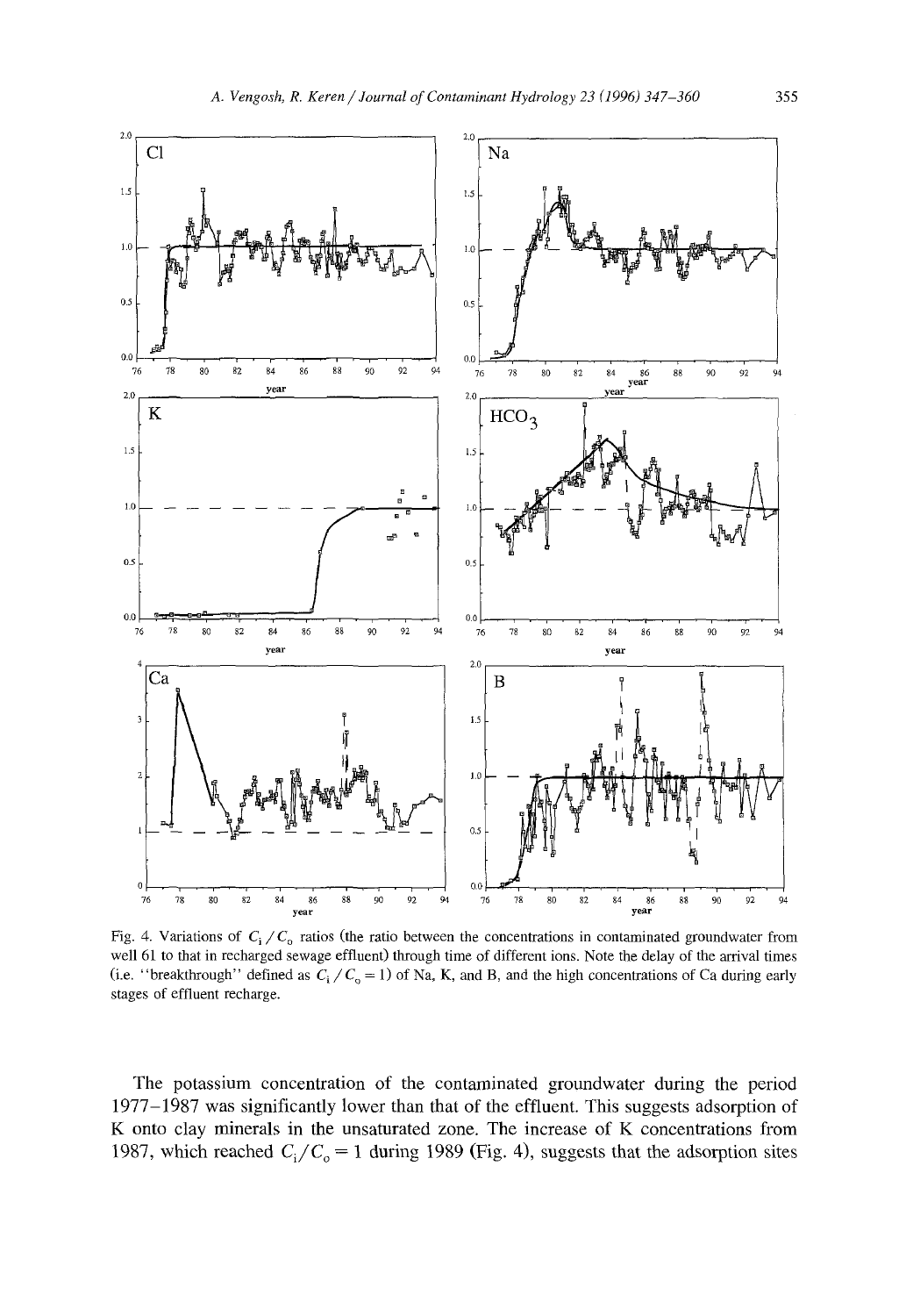Fig. 4. Variations of $C_i/C_o$ ratios (the ratio between the concentrations in contaminated groundwater from well 61 to that in recharged sewage effluent) through time of different ions. Note the delay of the arrival times (i.e. "breakthrough" defined as $C_i/C_o = 1$) of Na, K, and B, and the high concentrations of Ca during early stages of effluent recharge.

The potassium concentration of the contaminated groundwater during the period 1977–1987 was significantly lower than that of the effluent. This suggests adsorption of K onto clay minerals in the unsaturated zone. The increase of K concentrations from 1987, which reached $C_i/C_o = 1$ during 1989 (Fig. 4), suggests that the adsorption sites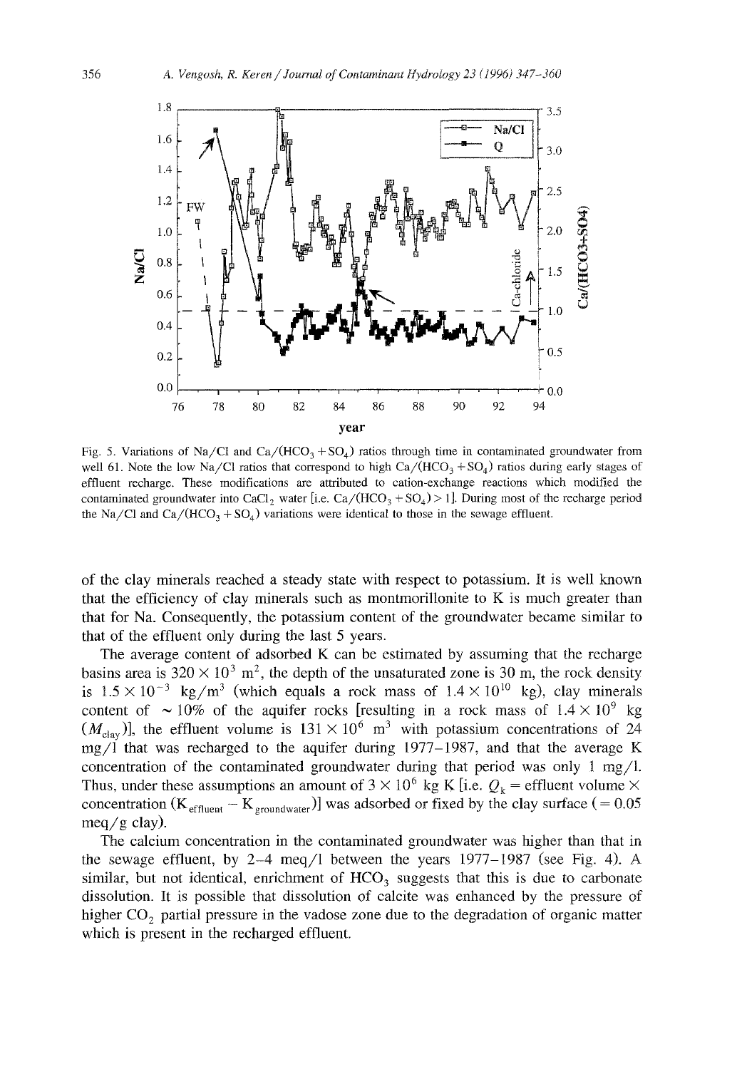Fig. 5. Variations of Na/Cl and $Ca/(HCO_3 + SO_4)$ ratios through time in contaminated groundwater from well 61. Note the low Na/Cl ratios that correspond to high $Ca/(HCO_3 + SO_4)$ ratios during early stages of effluent recharge. These modifications are attributed to cation-exchange reactions which modified the contaminated groundwater into $CaCl_2$ water [i.e. $Ca/(HCO_3 + SO_4) > 1$]. During most of the recharge period the Na/Cl and $Ca/(HCO_3 + SO_4)$ variations were identical to those in the sewage effluent.

of the clay minerals reached a steady state with respect to potassium. It is well known that the efficiency of clay minerals such as montmorillonite to K is much greater than that for Na. Consequently, the potassium content of the groundwater became similar to that of the effluent only during the last 5 years.

The average content of adsorbed K can be estimated by assuming that the recharge basins area is $320 \times 10^3$ m$^2$, the depth of the unsaturated zone is 30 m, the rock density is $1.5 \times 10^{-3}$ kg/m$^3$ (which equals a rock mass of $1.4 \times 10^{10}$ kg), clay minerals content of ~10% of the aquifer rocks [resulting in a rock mass of $1.4 \times 10^9$ kg ($M_{clay}$)], the effluent volume is $131 \times 10^6$ m$^3$ with potassium concentrations of 24 mg/l that was recharged to the aquifer during 1977–1987, and that the average K concentration of the contaminated groundwater during that period was only 1 mg/l. Thus, under these assumptions an amount of $3 \times 10^6$ kg K [i.e. $Q_k$ = effluent volume × concentration ($K_{effluent} - K_{groundwater}$)] was adsorbed or fixed by the clay surface (= 0.05 meq/g clay).

The calcium concentration in the contaminated groundwater was higher than that in the sewage effluent, by 2–4 meq/l between the years 1977–1987 (see Fig. 4). A similar, but not identical, enrichment of $HCO_3$ suggests that this is due to carbonate dissolution. It is possible that dissolution of calcite was enhanced by the pressure of higher $CO_2$ partial pressure in the vadose zone due to the degradation of organic matter which is present in the recharged effluent.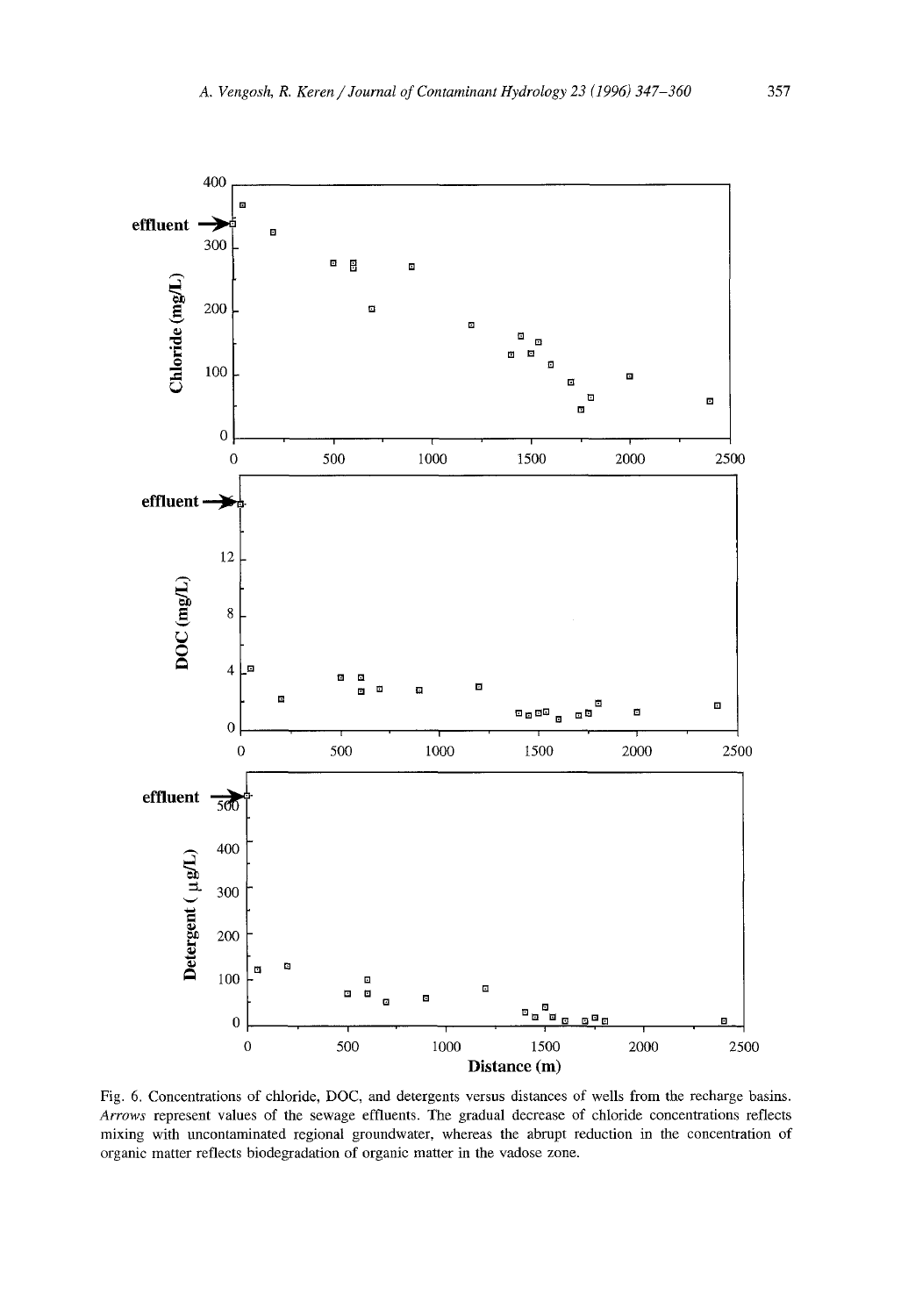Fig. 6. Concentrations of chloride, DOC, and detergents versus distances of wells from the recharge basins. *Arrows* represent values of the sewage effluents. The gradual decrease of chloride concentrations reflects mixing with uncontaminated regional groundwater, whereas the abrupt reduction in the concentration of organic matter reflects biodegradation of organic matter in the vadose zone.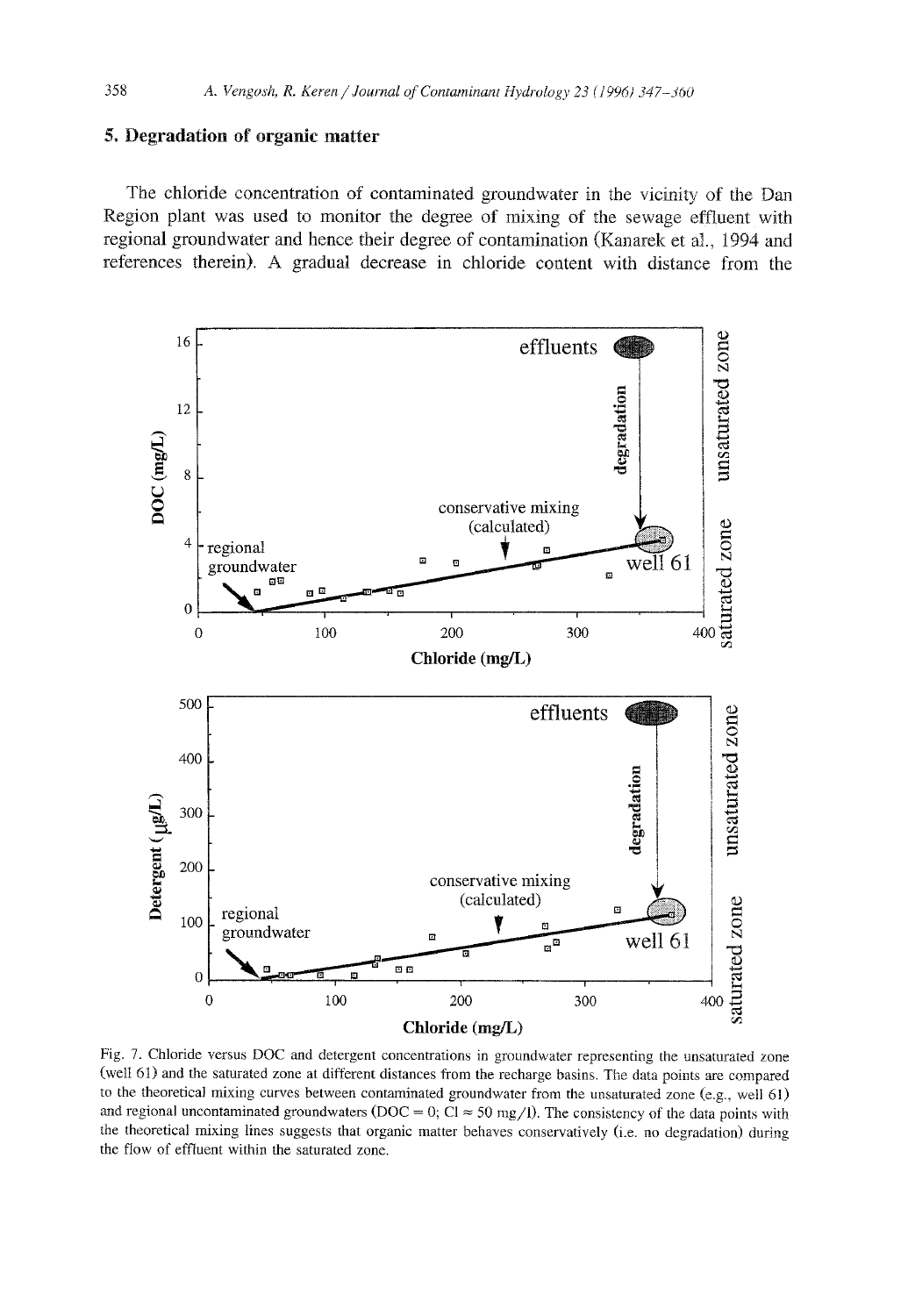## 5. Degradation of organic matter

The chloride concentration of contaminated groundwater in the vicinity of the Dan Region plant was used to monitor the degree of mixing of the sewage effluent with regional groundwater and hence their degree of contamination (Kanarek et al., 1994 and references therein). A gradual decrease in chloride content with distance from the

Fig. 7. Chloride versus DOC and detergent concentrations in groundwater representing the unsaturated zone (well 61) and the saturated zone at different distances from the recharge basins. The data points are compared to the theoretical mixing curves between contaminated groundwater from the unsaturated zone (e.g., well 61) and regional uncontaminated groundwaters (DOC = 0; Cl ≈ 50 mg/l). The consistency of the data points with the theoretical mixing lines suggests that organic matter behaves conservatively (i.e. no degradation) during the flow of effluent within the saturated zone.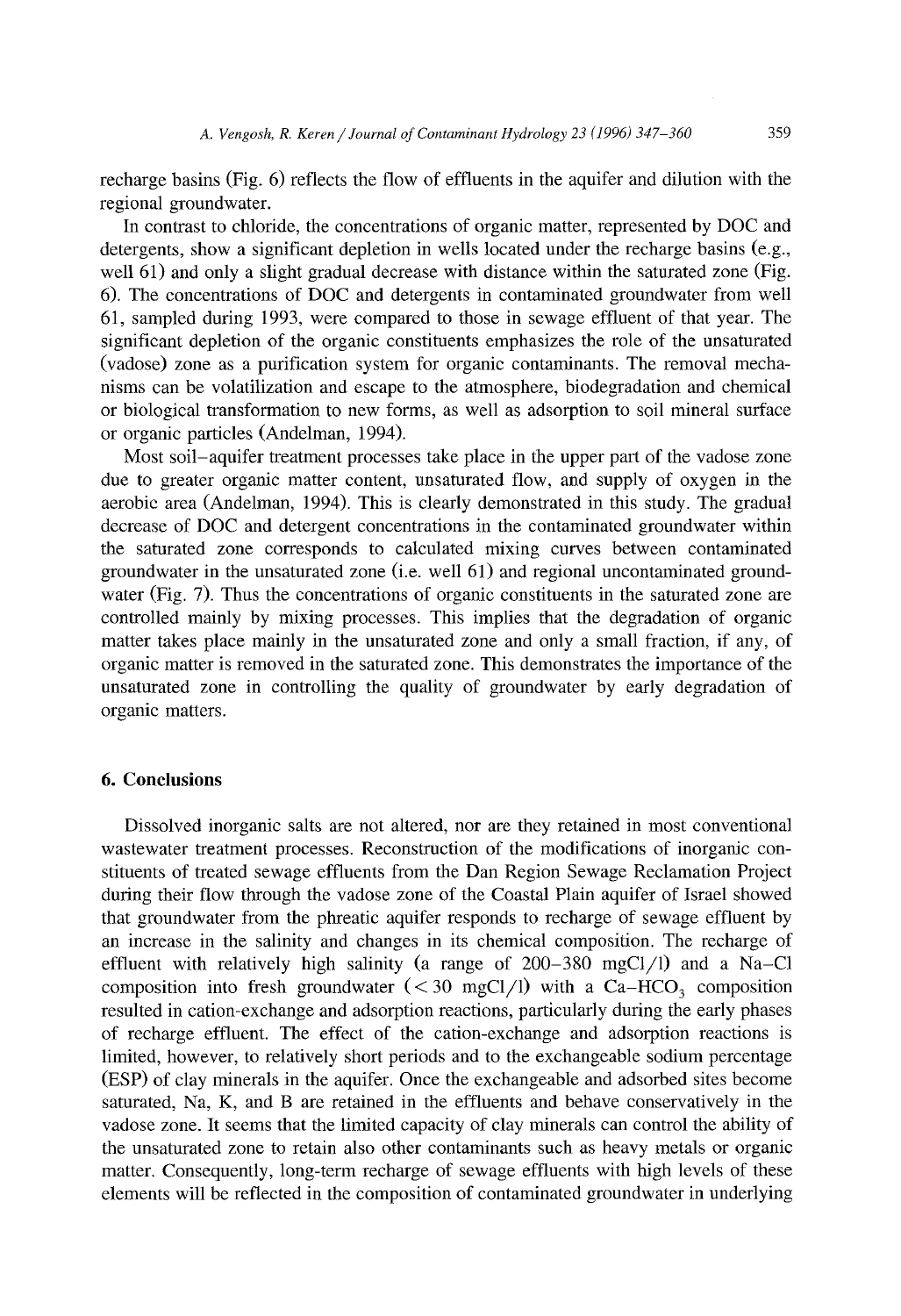recharge basins (Fig. 6) reflects the flow of effluents in the aquifer and dilution with the regional groundwater.

In contrast to chloride, the concentrations of organic matter, represented by DOC and detergents, show a significant depletion in wells located under the recharge basins (e.g., well 61) and only a slight gradual decrease with distance within the saturated zone (Fig. 6). The concentrations of DOC and detergents in contaminated groundwater from well 61, sampled during 1993, were compared to those in sewage effluent of that year. The significant depletion of the organic constituents emphasizes the role of the unsaturated (vadose) zone as a purification system for organic contaminants. The removal mechanisms can be volatilization and escape to the atmosphere, biodegradation and chemical or biological transformation to new forms, as well as adsorption to soil mineral surface or organic particles (Andelman, 1994).

Most soil–aquifer treatment processes take place in the upper part of the vadose zone due to greater organic matter content, unsaturated flow, and supply of oxygen in the aerobic area (Andelman, 1994). This is clearly demonstrated in this study. The gradual decrease of DOC and detergent concentrations in the contaminated groundwater within the saturated zone corresponds to calculated mixing curves between contaminated groundwater in the unsaturated zone (i.e. well 61) and regional uncontaminated groundwater (Fig. 7). Thus the concentrations of organic constituents in the saturated zone are controlled mainly by mixing processes. This implies that the degradation of organic matter takes place mainly in the unsaturated zone and only a small fraction, if any, of organic matter is removed in the saturated zone. This demonstrates the importance of the unsaturated zone in controlling the quality of groundwater by early degradation of organic matters.

## 6. Conclusions

Dissolved inorganic salts are not altered, nor are they retained in most conventional wastewater treatment processes. Reconstruction of the modifications of inorganic constituents of treated sewage effluents from the Dan Region Sewage Reclamation Project during their flow through the vadose zone of the Coastal Plain aquifer of Israel showed that groundwater from the phreatic aquifer responds to recharge of sewage effluent by an increase in the salinity and changes in its chemical composition. The recharge of effluent with relatively high salinity (a range of 200–380 mgCl/l) and a Na–Cl composition into fresh groundwater (< 30 mgCl/l) with a Ca–$HCO_3$ composition resulted in cation-exchange and adsorption reactions, particularly during the early phases of recharge effluent. The effect of the cation-exchange and adsorption reactions is limited, however, to relatively short periods and to the exchangeable sodium percentage (ESP) of clay minerals in the aquifer. Once the exchangeable and adsorbed sites become saturated, Na, K, and B are retained in the effluents and behave conservatively in the vadose zone. It seems that the limited capacity of clay minerals can control the ability of the unsaturated zone to retain also other contaminants such as heavy metals or organic matter. Consequently, long-term recharge of sewage effluents with high levels of these elements will be reflected in the composition of contaminated groundwater in underlying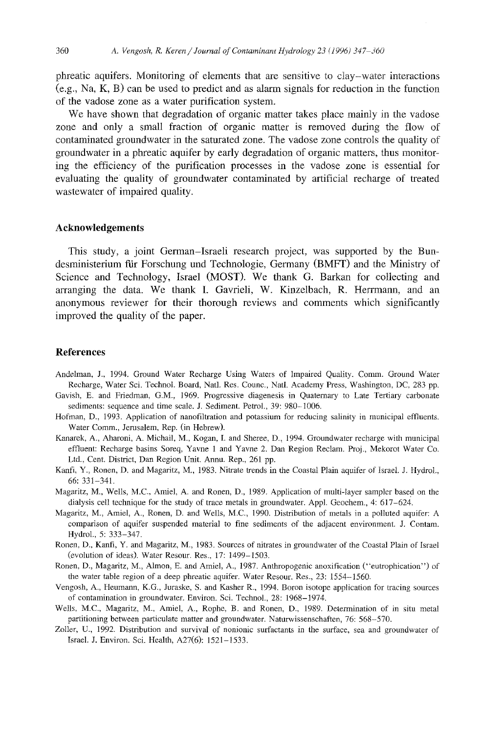phreatic aquifers. Monitoring of elements that are sensitive to clay–water interactions (e.g., Na, K, B) can be used to predict and as alarm signals for reduction in the function of the vadose zone as a water purification system.

We have shown that degradation of organic matter takes place mainly in the vadose zone and only a small fraction of organic matter is removed during the flow of contaminated groundwater in the saturated zone. The vadose zone controls the quality of groundwater in a phreatic aquifer by early degradation of organic matters, thus monitoring the efficiency of the purification processes in the vadose zone is essential for evaluating the quality of groundwater contaminated by artificial recharge of treated wastewater of impaired quality.

## Acknowledgements

This study, a joint German–Israeli research project, was supported by the Bundesministerium für Forschung und Technologie, Germany (BMFT) and the Ministry of Science and Technology, Israel (MOST). We thank G. Barkan for collecting and arranging the data. We thank I. Gavrieli, W. Kinzelbach, R. Herrmann, and an anonymous reviewer for their thorough reviews and comments which significantly improved the quality of the paper.

## References

Andelman, J., 1994. Ground Water Recharge Using Waters of Impaired Quality. Comm. Ground Water Recharge, Water Sci. Technol. Board, Natl. Res. Counc., Natl. Academy Press, Washington, DC, 283 pp.

Gavish, E. and Friedman, G.M., 1969. Progressive diagenesis in Quaternary to Late Tertiary carbonate sediments: sequence and time scale. J. Sediment. Petrol., 39: 980–1006.

Hofman, D., 1993. Application of nanofiltration and potassium for reducing salinity in municipal effluents. Water Comm., Jerusalem, Rep. (in Hebrew).

Kanarek, A., Aharoni, A. Michail, M., Kogan, I. and Sheree, D., 1994. Groundwater recharge with municipal effluent: Recharge basins Soreq, Yavne 1 and Yavne 2. Dan Region Reclam. Proj., Mekorot Water Co. Ltd., Cent. District, Dan Region Unit. Annu. Rep., 261 pp.

Kanfi, Y., Ronen, D. and Magaritz, M., 1983. Nitrate trends in the Coastal Plain aquifer of Israel. J. Hydrol., 66: 331–341.

Magaritz, M., Wells, M.C., Amiel, A. and Ronen, D., 1989. Application of multi-layer sampler based on the dialysis cell technique for the study of trace metals in groundwater. Appl. Geochem., 4: 617–624.

Magaritz, M., Amiel, A., Ronen, D. and Wells, M.C., 1990. Distribution of metals in a polluted aquifer: A comparison of aquifer suspended material to fine sediments of the adjacent environment. J. Contam. Hydrol., 5: 333–347.

Ronen, D., Kanfi, Y. and Magaritz, M., 1983. Sources of nitrates in groundwater of the Coastal Plain of Israel (evolution of ideas). Water Resour. Res., 17: 1499–1503.

Ronen, D., Magaritz, M., Almon, E. and Amiel, A., 1987. Anthropogenic anoxification ("eutrophication") of the water table region of a deep phreatic aquifer. Water Resour. Res., 23: 1554–1560.

Vengosh, A., Heumann, K.G., Juraske, S. and Kasher R., 1994. Boron isotope application for tracing sources of contamination in groundwater. Environ. Sci. Technol., 28: 1968–1974.

Wells, M.C., Magaritz, M., Amiel, A., Rophe, B. and Ronen, D., 1989. Determination of in situ metal partitioning between particulate matter and groundwater. Naturwissenschaften, 76: 568–570.

Zoller, U., 1992. Distribution and survival of nonionic surfactants in the surface, sea and groundwater of Israel. J. Environ. Sci. Health, A27(6): 1521–1533.